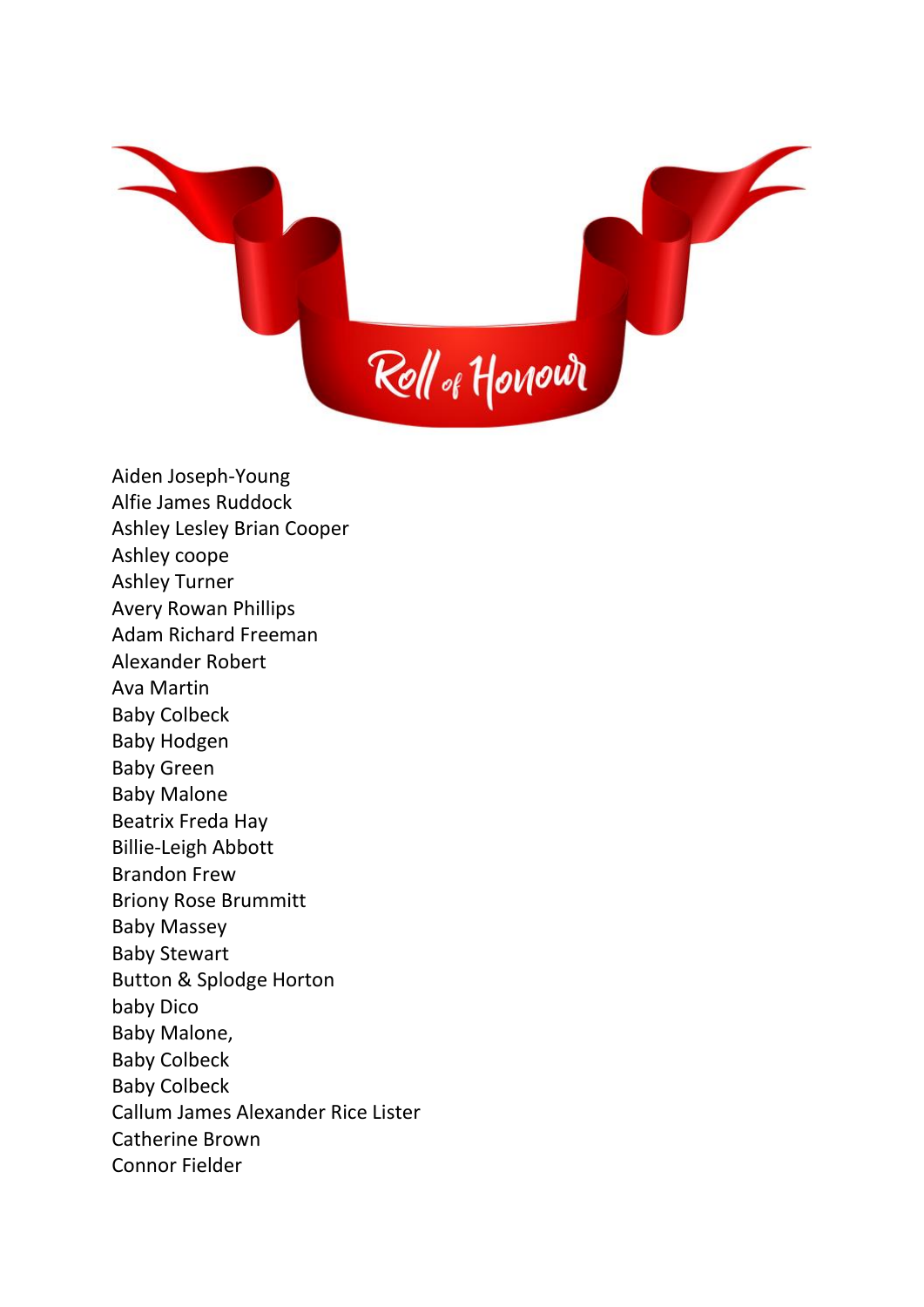# Roll of Honour

Aiden Joseph-Young
Alfie James Ruddock
Ashley Lesley Brian Cooper
Ashley coope
Ashley Turner
Avery Rowan Phillips
Adam Richard Freeman
Alexander Robert
Ava Martin
Baby Colbeck
Baby Hodgen
Baby Green
Baby Malone
Beatrix Freda Hay
Billie-Leigh Abbott
Brandon Frew
Briony Rose Brummitt
Baby Massey
Baby Stewart
Button & Splodge Horton
baby Dico
Baby Malone,
Baby Colbeck
Baby Colbeck
Callum James Alexander Rice Lister
Catherine Brown
Connor Fielder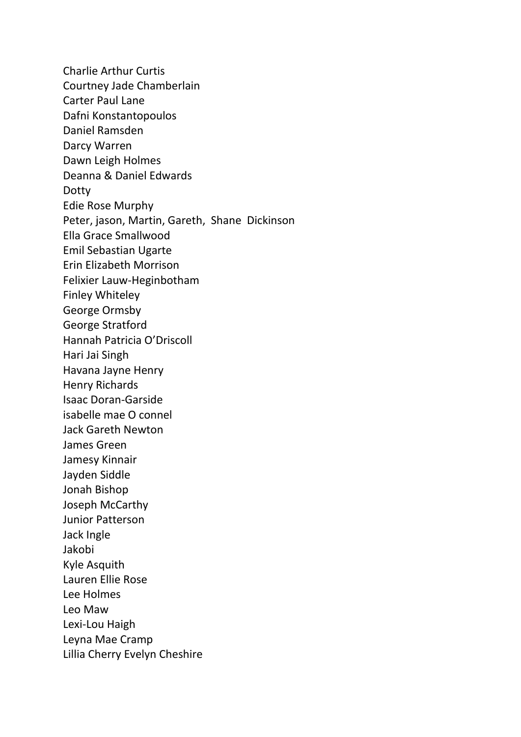Charlie Arthur Curtis
Courtney Jade Chamberlain
Carter Paul Lane
Dafni Konstantopoulos
Daniel Ramsden
Darcy Warren
Dawn Leigh Holmes
Deanna & Daniel Edwards
Dotty
Edie Rose Murphy
Peter, jason, Martin, Gareth,  Shane  Dickinson
Ella Grace Smallwood
Emil Sebastian Ugarte
Erin Elizabeth Morrison
Felixier Lauw-Heginbotham
Finley Whiteley
George Ormsby
George Stratford
Hannah Patricia O'Driscoll
Hari Jai Singh
Havana Jayne Henry
Henry Richards
Isaac Doran-Garside
isabelle mae O connel
Jack Gareth Newton
James Green
Jamesy Kinnair
Jayden Siddle
Jonah Bishop
Joseph McCarthy
Junior Patterson
Jack Ingle
Jakobi
Kyle Asquith
Lauren Ellie Rose
Lee Holmes
Leo Maw
Lexi-Lou Haigh
Leyna Mae Cramp
Lillia Cherry Evelyn Cheshire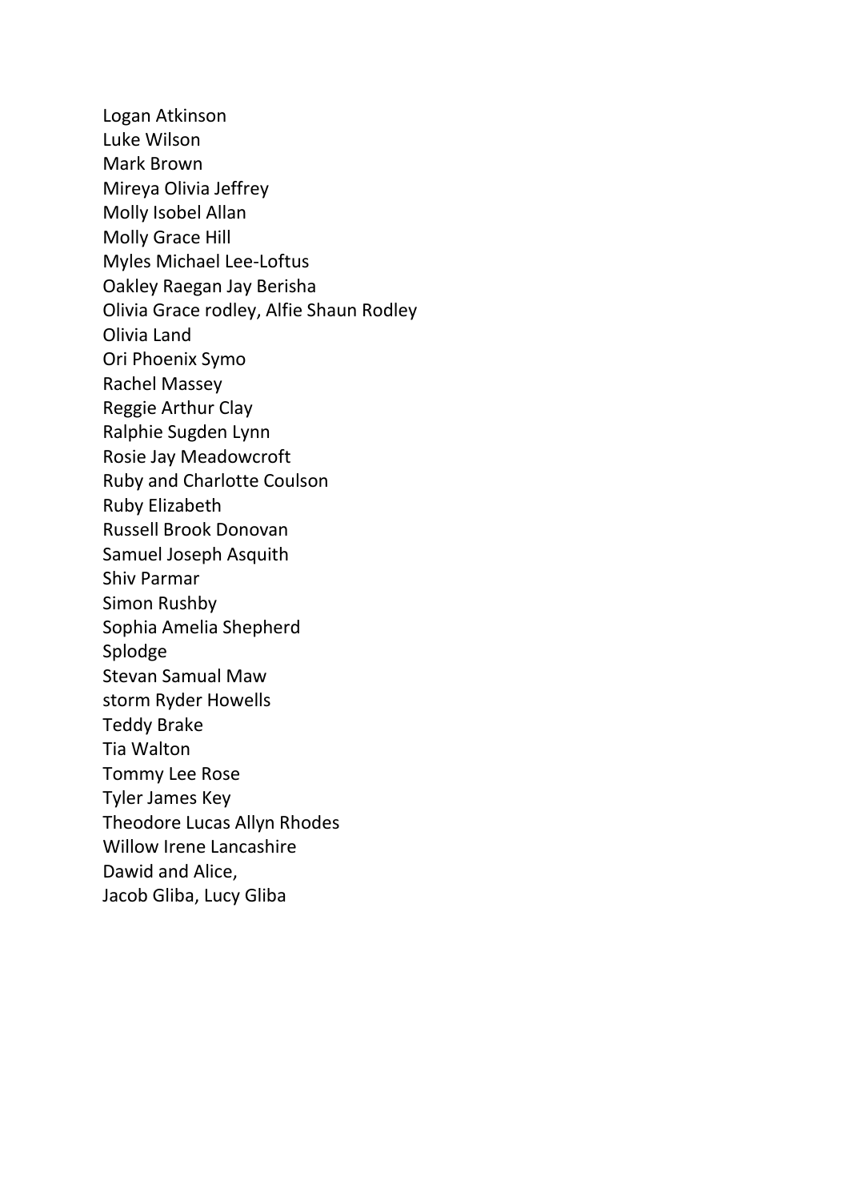Logan Atkinson
Luke Wilson
Mark Brown
Mireya Olivia Jeffrey
Molly Isobel Allan
Molly Grace Hill
Myles Michael Lee-Loftus
Oakley Raegan Jay Berisha
Olivia Grace rodley, Alfie Shaun Rodley
Olivia Land
Ori Phoenix Symo
Rachel Massey
Reggie Arthur Clay
Ralphie Sugden Lynn
Rosie Jay Meadowcroft
Ruby and Charlotte Coulson
Ruby Elizabeth
Russell Brook Donovan
Samuel Joseph Asquith
Shiv Parmar
Simon Rushby
Sophia Amelia Shepherd
Splodge
Stevan Samual Maw
storm Ryder Howells
Teddy Brake
Tia Walton
Tommy Lee Rose
Tyler James Key
Theodore Lucas Allyn Rhodes
Willow Irene Lancashire
Dawid and Alice,
Jacob Gliba, Lucy Gliba